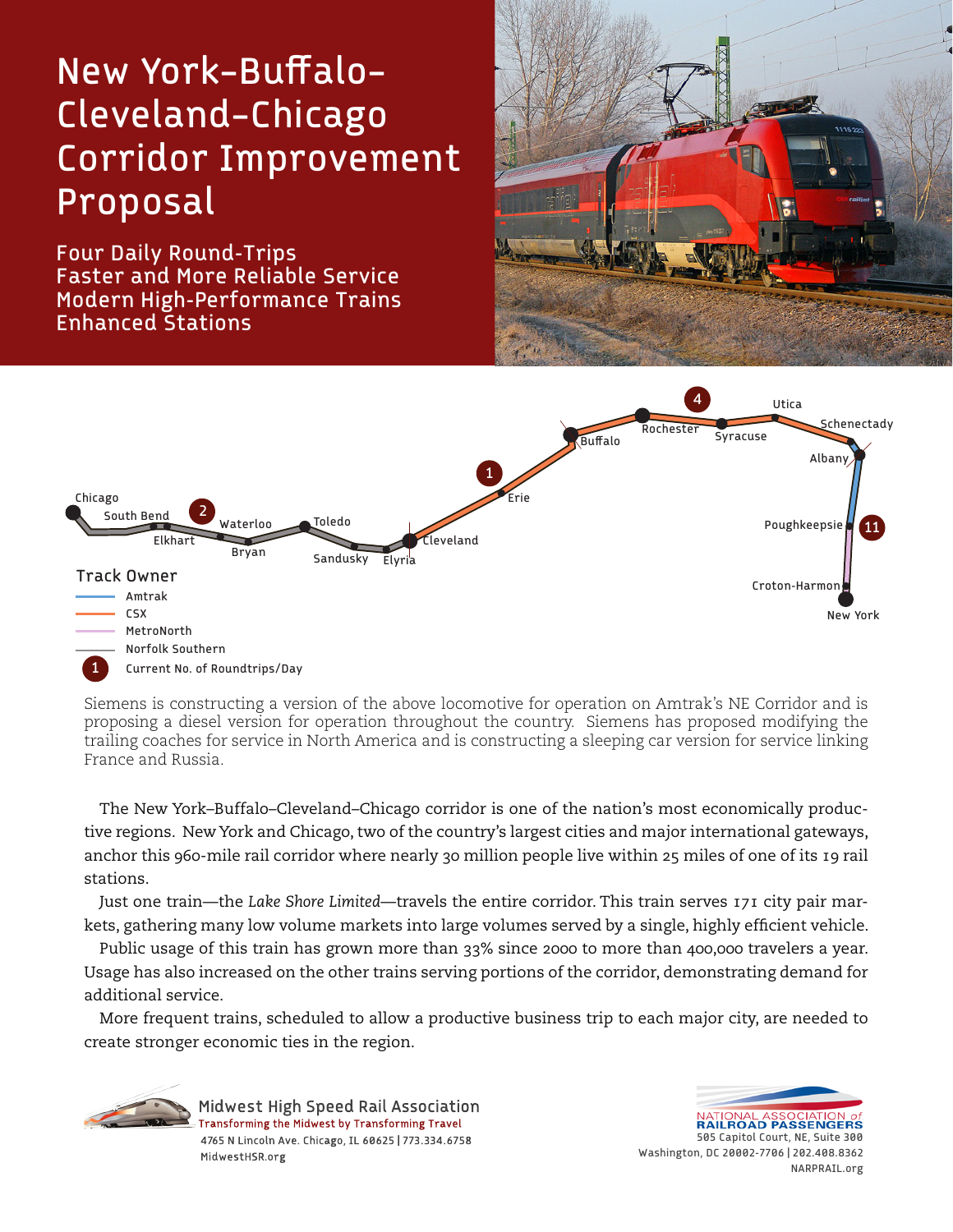# New York–Buffalo–Cleveland–Chicago Corridor Improvement Proposal

Four Daily Round-Trips
Faster and More Reliable Service
Modern High-Performance Trains
Enhanced Stations

Chicago, South Bend, Elkhart, Waterloo, Bryan, Toledo, Sandusky, Elyria, Cleveland, Erie, Buffalo, Rochester, Syracuse, Utica, Schenectady, Albany, Poughkeepsie, Croton-Harmon, New York

**Track Owner**

- Amtrak
- CSX
- MetroNorth
- Norfolk Southern
- Current No. of Roundtrips/Day

Siemens is constructing a version of the above locomotive for operation on Amtrak's NE Corridor and is proposing a diesel version for operation throughout the country. Siemens has proposed modifying the trailing coaches for service in North America and is constructing a sleeping car version for service linking France and Russia.

The New York–Buffalo–Cleveland–Chicago corridor is one of the nation's most economically productive regions. New York and Chicago, two of the country's largest cities and major international gateways, anchor this 960-mile rail corridor where nearly 30 million people live within 25 miles of one of its 19 rail stations.

Just one train—the *Lake Shore Limited*—travels the entire corridor. This train serves 171 city pair markets, gathering many low volume markets into large volumes served by a single, highly efficient vehicle.

Public usage of this train has grown more than 33% since 2000 to more than 400,000 travelers a year. Usage has also increased on the other trains serving portions of the corridor, demonstrating demand for additional service.

More frequent trains, scheduled to allow a productive business trip to each major city, are needed to create stronger economic ties in the region.

**Midwest High Speed Rail Association**
Transforming the Midwest by Transforming Travel
4765 N Lincoln Ave. Chicago, IL 60625 | 773.334.6758
MidwestHSR.org

**NATIONAL ASSOCIATION of RAILROAD PASSENGERS**
505 Capitol Court, NE, Suite 300
Washington, DC 20002-7706 | 202.408.8362
NARPRAIL.org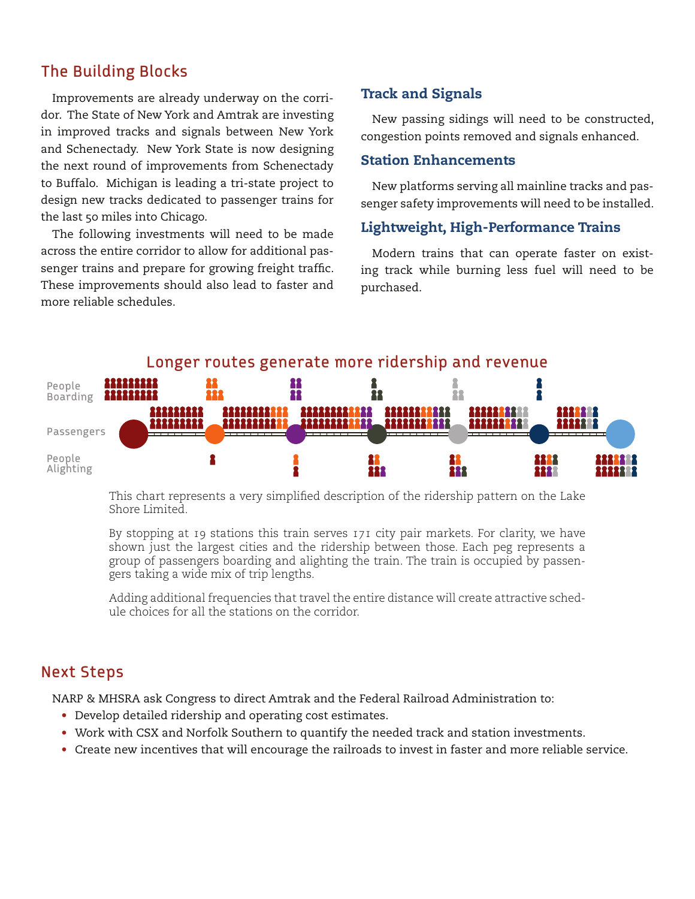## The Building Blocks

Improvements are already underway on the corridor. The State of New York and Amtrak are investing in improved tracks and signals between New York and Schenectady. New York State is now designing the next round of improvements from Schenectady to Buffalo. Michigan is leading a tri-state project to design new tracks dedicated to passenger trains for the last 50 miles into Chicago.

The following investments will need to be made across the entire corridor to allow for additional passenger trains and prepare for growing freight traffic. These improvements should also lead to faster and more reliable schedules.

### Track and Signals

New passing sidings will need to be constructed, congestion points removed and signals enhanced.

### Station Enhancements

New platforms serving all mainline tracks and passenger safety improvements will need to be installed.

### Lightweight, High-Performance Trains

Modern trains that can operate faster on existing track while burning less fuel will need to be purchased.

## Longer routes generate more ridership and revenue

People Boarding

Passengers

People Alighting

This chart represents a very simplified description of the ridership pattern on the Lake Shore Limited.

By stopping at 19 stations this train serves 171 city pair markets. For clarity, we have shown just the largest cities and the ridership between those. Each peg represents a group of passengers boarding and alighting the train. The train is occupied by passengers taking a wide mix of trip lengths.

Adding additional frequencies that travel the entire distance will create attractive schedule choices for all the stations on the corridor.

## Next Steps

NARP & MHSRA ask Congress to direct Amtrak and the Federal Railroad Administration to:

- Develop detailed ridership and operating cost estimates.
- Work with CSX and Norfolk Southern to quantify the needed track and station investments.
- Create new incentives that will encourage the railroads to invest in faster and more reliable service.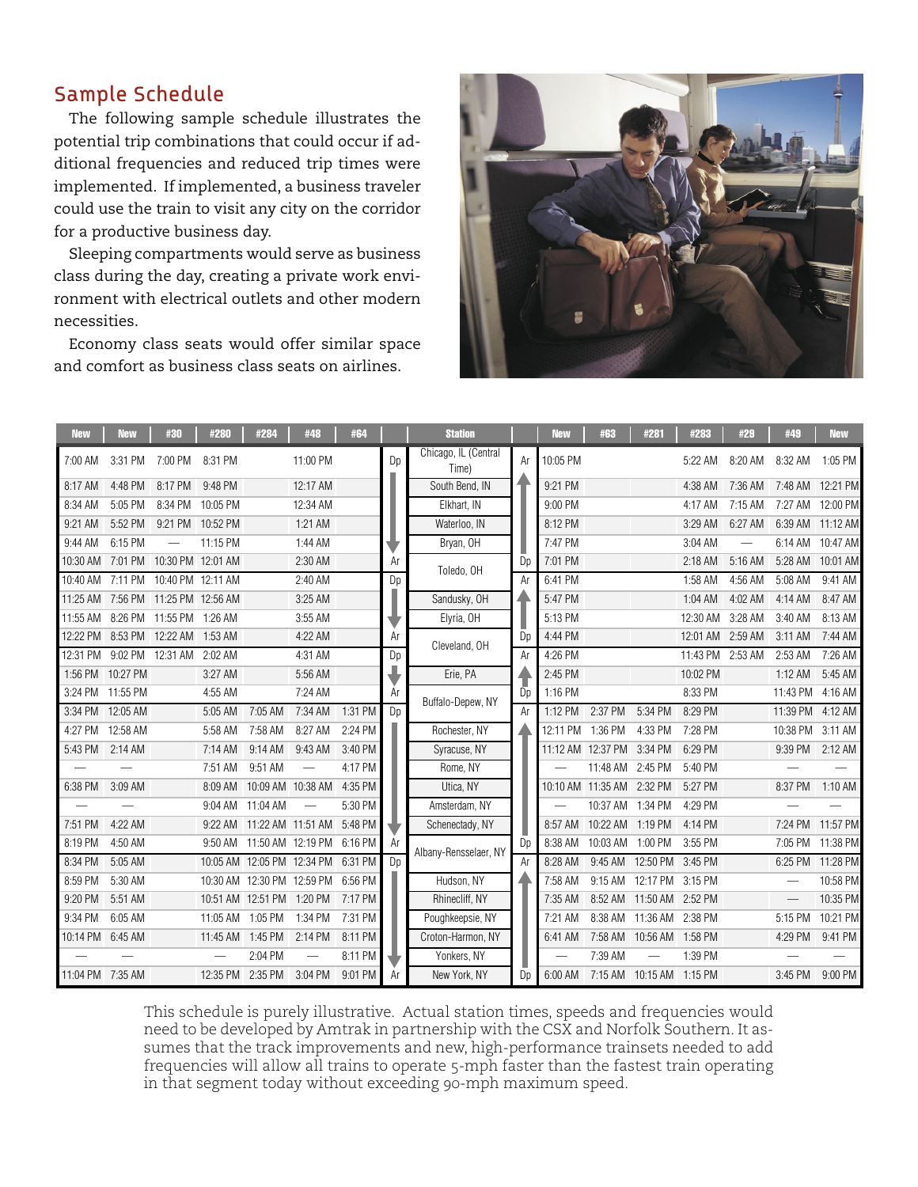## Sample Schedule

The following sample schedule illustrates the potential trip combinations that could occur if additional frequencies and reduced trip times were implemented. If implemented, a business traveler could use the train to visit any city on the corridor for a productive business day.

Sleeping compartments would serve as business class during the day, creating a private work environment with electrical outlets and other modern necessities.

Economy class seats would offer similar space and comfort as business class seats on airlines.

| New | New | #30 | #280 | #284 | #48 | #64 | | Station | | New | #63 | #281 | #283 | #29 | #49 | New |
|---|---|---|---|---|---|---|---|---|---|---|---|---|---|---|---|---|
| 7:00 AM | 3:31 PM | 7:00 PM | 8:31 PM | | 11:00 PM | | Dp | Chicago, IL (Central Time) | Ar | 10:05 PM | | | 5:22 AM | 8:20 AM | 8:32 AM | 1:05 PM |
| 8:17 AM | 4:48 PM | 8:17 PM | 9:48 PM | | 12:17 AM | | | South Bend, IN | | 9:21 PM | | | 4:38 AM | 7:36 AM | 7:48 AM | 12:21 PM |
| 8:34 AM | 5:05 PM | 8:34 PM | 10:05 PM | | 12:34 AM | | | Elkhart, IN | | 9:00 PM | | | 4:17 AM | 7:15 AM | 7:27 AM | 12:00 PM |
| 9:21 AM | 5:52 PM | 9:21 PM | 10:52 PM | | 1:21 AM | | | Waterloo, IN | | 8:12 PM | | | 3:29 AM | 6:27 AM | 6:39 AM | 11:12 AM |
| 9:44 AM | 6:15 PM | — | 11:15 PM | | 1:44 AM | | | Bryan, OH | | 7:47 PM | | | 3:04 AM | — | 6:14 AM | 10:47 AM |
| 10:30 AM | 7:01 PM | 10:30 PM | 12:01 AM | | 2:30 AM | | Ar | Toledo, OH | Dp | 7:01 PM | | | 2:18 AM | 5:16 AM | 5:28 AM | 10:01 AM |
| 10:40 AM | 7:11 PM | 10:40 PM | 12:11 AM | | 2:40 AM | | Dp | | Ar | 6:41 PM | | | 1:58 AM | 4:56 AM | 5:08 AM | 9:41 AM |
| 11:25 AM | 7:56 PM | 11:25 PM | 12:56 AM | | 3:25 AM | | | Sandusky, OH | | 5:47 PM | | | 1:04 AM | 4:02 AM | 4:14 AM | 8:47 AM |
| 11:55 AM | 8:26 PM | 11:55 PM | 1:26 AM | | 3:55 AM | | | Elyria, OH | | 5:13 PM | | | 12:30 AM | 3:28 AM | 3:40 AM | 8:13 AM |
| 12:22 PM | 8:53 PM | 12:22 AM | 1:53 AM | | 4:22 AM | | Ar | Cleveland, OH | Dp | 4:44 PM | | | 12:01 AM | 2:59 AM | 3:11 AM | 7:44 AM |
| 12:31 PM | 9:02 PM | 12:31 AM | 2:02 AM | | 4:31 AM | | Dp | | Ar | 4:26 PM | | | 11:43 PM | 2:53 AM | 2:53 AM | 7:26 AM |
| 1:56 PM | 10:27 PM | | 3:27 AM | | 5:56 AM | | | Erie, PA | | 2:45 PM | | | 10:02 PM | | 1:12 AM | 5:45 AM |
| 3:24 PM | 11:55 PM | | 4:55 AM | | 7:24 AM | | Ar | Buffalo-Depew, NY | Dp | 1:16 PM | | | 8:33 PM | | 11:43 PM | 4:16 AM |
| 3:34 PM | 12:05 AM | | 5:05 AM | 7:05 AM | 7:34 AM | 1:31 PM | Dp | | Ar | 1:12 PM | 2:37 PM | 5:34 PM | 8:29 PM | | 11:39 PM | 4:12 AM |
| 4:27 PM | 12:58 AM | | 5:58 AM | 7:58 AM | 8:27 AM | 2:24 PM | | Rochester, NY | | 12:11 PM | 1:36 PM | 4:33 PM | 7:28 PM | | 10:38 PM | 3:11 AM |
| 5:43 PM | 2:14 AM | | 7:14 AM | 9:14 AM | 9:43 AM | 3:40 PM | | Syracuse, NY | | 11:12 AM | 12:37 PM | 3:34 PM | 6:29 PM | | 9:39 PM | 2:12 AM |
| — | — | | 7:51 AM | 9:51 AM | — | 4:17 PM | | Rome, NY | | — | 11:48 AM | 2:45 PM | 5:40 PM | | — | — |
| 6:38 PM | 3:09 AM | | 8:09 AM | 10:09 AM | 10:38 AM | 4:35 PM | | Utica, NY | | 10:10 AM | 11:35 AM | 2:32 PM | 5:27 PM | | 8:37 PM | 1:10 AM |
| — | — | | 9:04 AM | 11:04 AM | — | 5:30 PM | | Amsterdam, NY | | — | 10:37 AM | 1:34 PM | 4:29 PM | | — | — |
| 7:51 PM | 4:22 AM | | 9:22 AM | 11:22 AM | 11:51 AM | 5:48 PM | | Schenectady, NY | | 8:57 AM | 10:22 AM | 1:19 PM | 4:14 PM | | 7:24 PM | 11:57 PM |
| 8:19 PM | 4:50 AM | | 9:50 AM | 11:50 AM | 12:19 PM | 6:16 PM | Ar | Albany-Rensselaer, NY | Dp | 8:38 AM | 10:03 AM | 1:00 PM | 3:55 PM | | 7:05 PM | 11:38 PM |
| 8:34 PM | 5:05 AM | | 10:05 AM | 12:05 PM | 12:34 PM | 6:31 PM | Dp | | Ar | 8:28 AM | 9:45 AM | 12:50 PM | 3:45 PM | | 6:25 PM | 11:28 PM |
| 8:59 PM | 5:30 AM | | 10:30 AM | 12:30 PM | 12:59 PM | 6:56 PM | | Hudson, NY | | 7:58 AM | 9:15 AM | 12:17 PM | 3:15 PM | | — | 10:58 PM |
| 9:20 PM | 5:51 AM | | 10:51 AM | 12:51 PM | 1:20 PM | 7:17 PM | | Rhinecliff, NY | | 7:35 AM | 8:52 AM | 11:50 AM | 2:52 PM | | — | 10:35 PM |
| 9:34 PM | 6:05 AM | | 11:05 AM | 1:05 PM | 1:34 PM | 7:31 PM | | Poughkeepsie, NY | | 7:21 AM | 8:38 AM | 11:36 AM | 2:38 PM | | 5:15 PM | 10:21 PM |
| 10:14 PM | 6:45 AM | | 11:45 AM | 1:45 PM | 2:14 PM | 8:11 PM | | Croton-Harmon, NY | | 6:41 AM | 7:58 AM | 10:56 AM | 1:58 PM | | 4:29 PM | 9:41 PM |
| — | — | | — | 2:04 PM | — | 8:11 PM | | Yonkers, NY | | — | 7:39 AM | — | 1:39 PM | | — | — |
| 11:04 PM | 7:35 AM | | 12:35 PM | 2:35 PM | 3:04 PM | 9:01 PM | Ar | New York, NY | Dp | 6:00 AM | 7:15 AM | 10:15 AM | 1:15 PM | | 3:45 PM | 9:00 PM |

This schedule is purely illustrative. Actual station times, speeds and frequencies would need to be developed by Amtrak in partnership with the CSX and Norfolk Southern. It assumes that the track improvements and new, high-performance trainsets needed to add frequencies will allow all trains to operate 5-mph faster than the fastest train operating in that segment today without exceeding 90-mph maximum speed.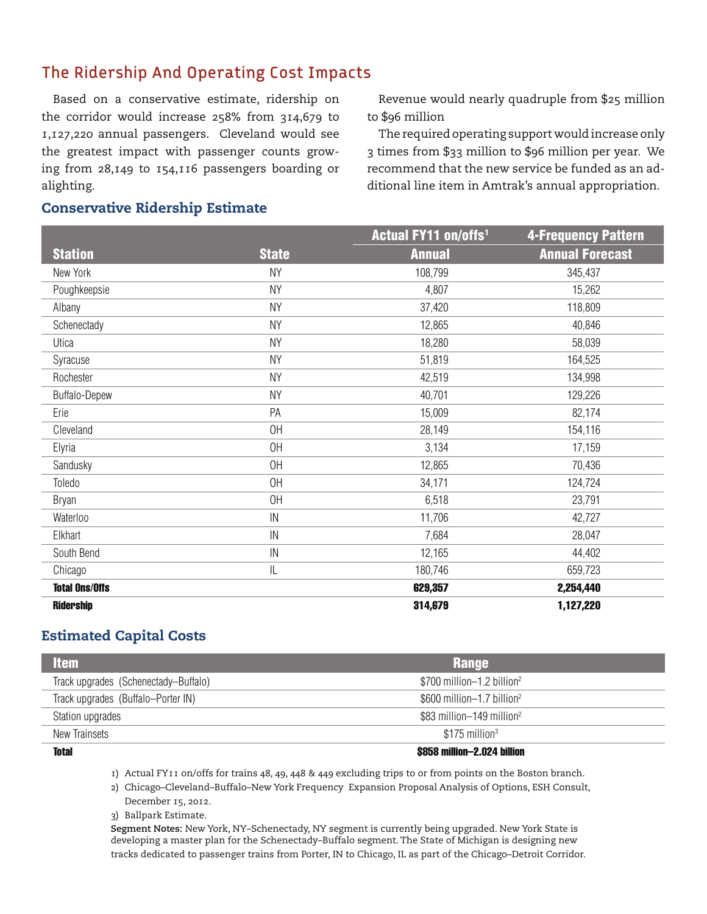## The Ridership And Operating Cost Impacts

Based on a conservative estimate, ridership on the corridor would increase 258% from 314,679 to 1,127,220 annual passengers. Cleveland would see the greatest impact with passenger counts growing from 28,149 to 154,116 passengers boarding or alighting.

Revenue would nearly quadruple from $25 million to $96 million

The required operating support would increase only 3 times from $33 million to $96 million per year. We recommend that the new service be funded as an additional line item in Amtrak's annual appropriation.

### Conservative Ridership Estimate

| | | Actual FY11 on/offs[1] | 4-Frequency Pattern |
|---|---|---|---|
| **Station** | **State** | **Annual** | **Annual Forecast** |
| New York | NY | 108,799 | 345,437 |
| Poughkeepsie | NY | 4,807 | 15,262 |
| Albany | NY | 37,420 | 118,809 |
| Schenectady | NY | 12,865 | 40,846 |
| Utica | NY | 18,280 | 58,039 |
| Syracuse | NY | 51,819 | 164,525 |
| Rochester | NY | 42,519 | 134,998 |
| Buffalo-Depew | NY | 40,701 | 129,226 |
| Erie | PA | 15,009 | 82,174 |
| Cleveland | OH | 28,149 | 154,116 |
| Elyria | OH | 3,134 | 17,159 |
| Sandusky | OH | 12,865 | 70,436 |
| Toledo | OH | 34,171 | 124,724 |
| Bryan | OH | 6,518 | 23,791 |
| Waterloo | IN | 11,706 | 42,727 |
| Elkhart | IN | 7,684 | 28,047 |
| South Bend | IN | 12,165 | 44,402 |
| Chicago | IL | 180,746 | 659,723 |
| **Total Ons/Offs** | | **629,357** | **2,254,440** |
| **Ridership** | | **314,679** | **1,127,220** |

### Estimated Capital Costs

| Item | Range |
|---|---|
| Track upgrades (Schenectady–Buffalo) | $700 million–1.2 billion[2] |
| Track upgrades (Buffalo–Porter IN) | $600 million–1.7 billion[2] |
| Station upgrades | $83 million–149 million[2] |
| New Trainsets | $175 million[3] |
| **Total** | **$858 million–2.024 billion** |

1) Actual FY11 on/offs for trains 48, 49, 448 & 449 excluding trips to or from points on the Boston branch.

2) Chicago–Cleveland–Buffalo–New York Frequency Expansion Proposal Analysis of Options, ESH Consult, December 15, 2012.

3) Ballpark Estimate.

**Segment Notes:** New York, NY–Schenectady, NY segment is currently being upgraded. New York State is developing a master plan for the Schenectady–Buffalo segment. The State of Michigan is designing new tracks dedicated to passenger trains from Porter, IN to Chicago, IL as part of the Chicago–Detroit Corridor.